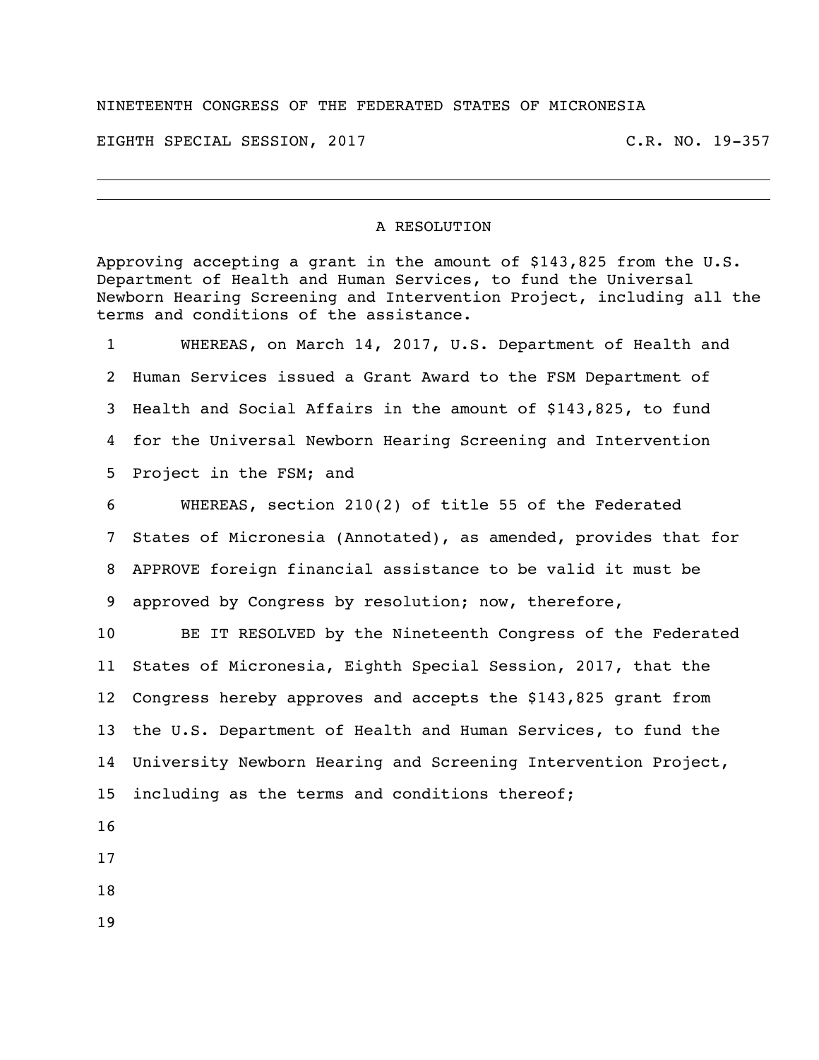NINETEENTH CONGRESS OF THE FEDERATED STATES OF MICRONESIA

EIGHTH SPECIAL SESSION, 2017 C.R. NO. 19-357

# A RESOLUTION

Approving accepting a grant in the amount of $143,825 from the U.S. Department of Health and Human Services, to fund the Universal Newborn Hearing Screening and Intervention Project, including all the terms and conditions of the assistance.

1 WHEREAS, on March 14, 2017, U.S. Department of Health and
2 Human Services issued a Grant Award to the FSM Department of
3 Health and Social Affairs in the amount of $143,825, to fund
4 for the Universal Newborn Hearing Screening and Intervention
5 Project in the FSM; and

6 WHEREAS, section 210(2) of title 55 of the Federated
7 States of Micronesia (Annotated), as amended, provides that for
8 APPROVE foreign financial assistance to be valid it must be
9 approved by Congress by resolution; now, therefore,

10 BE IT RESOLVED by the Nineteenth Congress of the Federated
11 States of Micronesia, Eighth Special Session, 2017, that the
12 Congress hereby approves and accepts the $143,825 grant from
13 the U.S. Department of Health and Human Services, to fund the
14 University Newborn Hearing and Screening Intervention Project,
15 including as the terms and conditions thereof;

16

17

18

19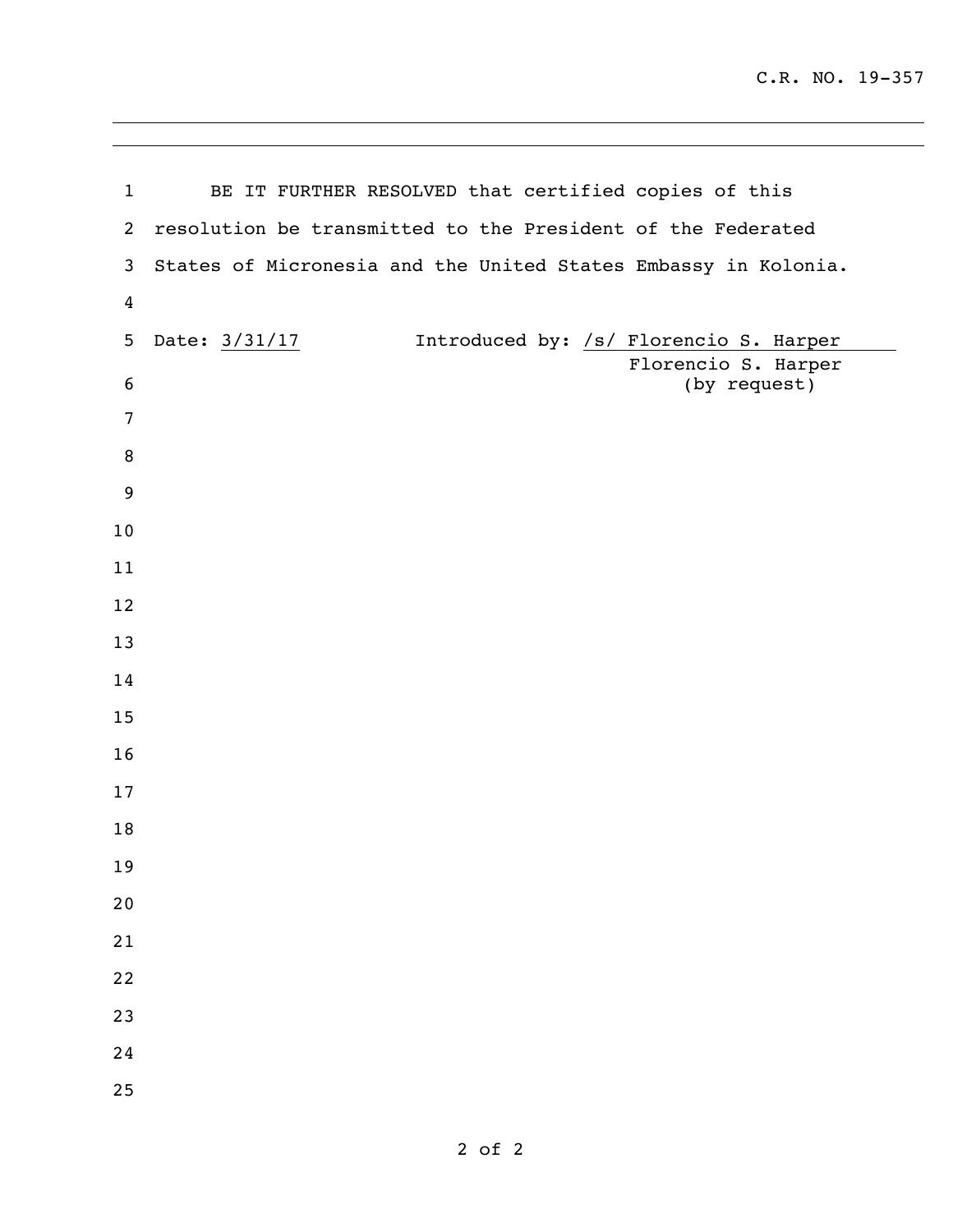BE IT FURTHER RESOLVED that certified copies of this resolution be transmitted to the President of the Federated States of Micronesia and the United States Embassy in Kolonia.

Date: 3/31/17

Introduced by: /s/ Florencio S. Harper
Florencio S. Harper
(by request)